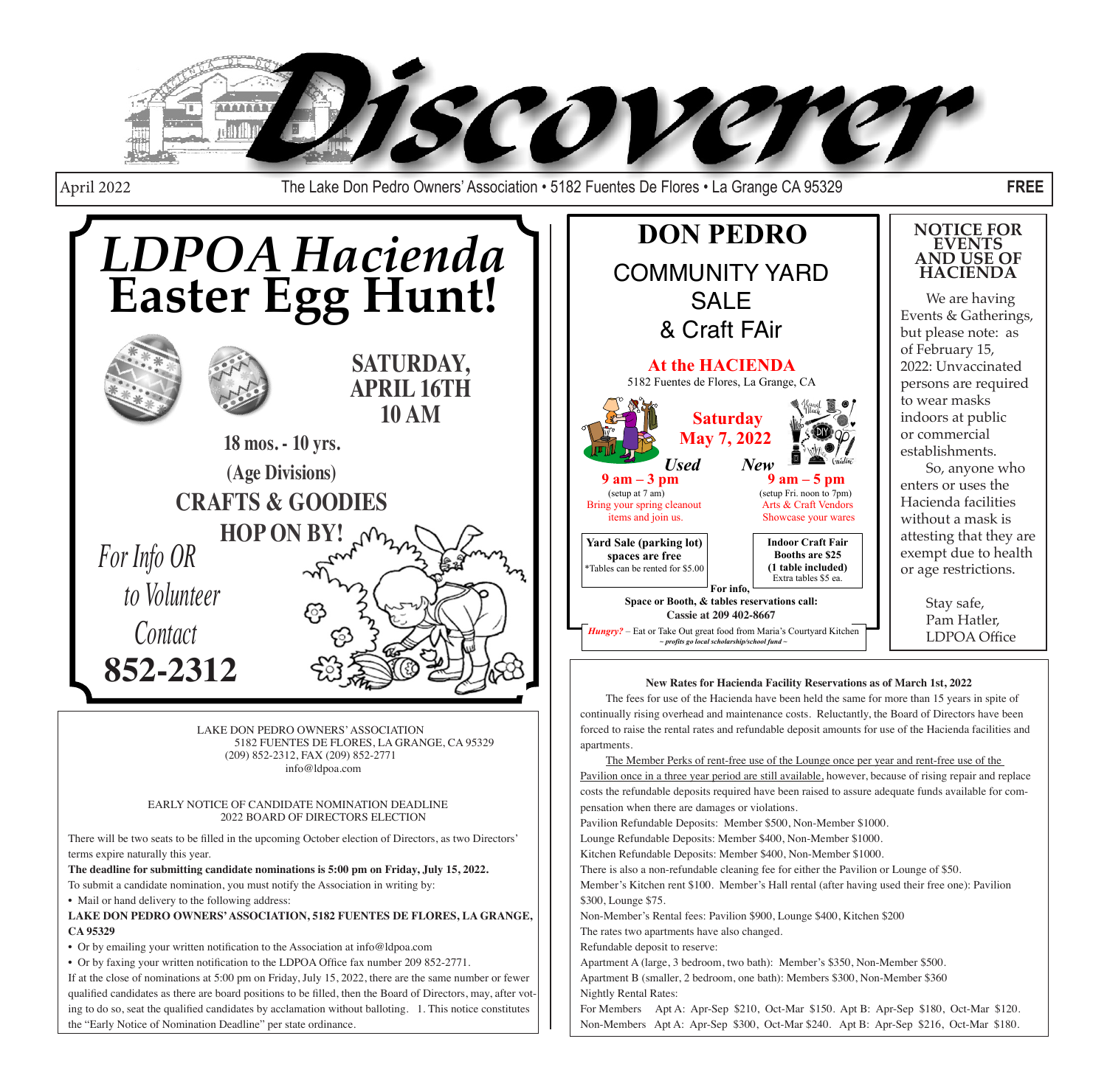# Discoverer

April 2022 — The Lake Don Pedro Owners' Association • 5182 Fuentes De Flores • La Grange CA 95329 — **FREE**

# LDPOA Hacienda Easter Egg Hunt!

**SATURDAY, APRIL 16TH 10 AM**

**18 mos. - 10 yrs.**

**(Age Divisions)**

**CRAFTS & GOODIES**

**HOP ON BY!**

*For Info OR to Volunteer Contact*

**852-2312**

# DON PEDRO

## COMMUNITY YARD SALE & Craft FAir

**At the HACIENDA**

5182 Fuentes de Flores, La Grange, CA

**Saturday May 7, 2022**

***Used***

**9 am – 3 pm**

(setup at 7 am)

Bring your spring cleanout items and join us.

***New***

**9 am – 5 pm**

(setup Fri. noon to 7pm)

Arts & Craft Vendors Showcase your wares

**Yard Sale (parking lot) spaces are free**

*Tables can be rented for $5.00

**Indoor Craft Fair Booths are $25 (1 table included)**

Extra tables $5 ea.

**For info, Space or Booth, & tables reservations call: Cassie at 209 402-8667**

***Hungry?*** – Eat or Take Out great food from Maria's Courtyard Kitchen

***~ profits go local scholarship/school fund ~***

## NOTICE FOR EVENTS AND USE OF HACIENDA

We are having Events & Gatherings, but please note: as of February 15, 2022: Unvaccinated persons are required to wear masks indoors at public or commercial establishments.

So, anyone who enters or uses the Hacienda facilities without a mask is attesting that they are exempt due to health or age restrictions.

Stay safe,
Pam Hatler,
LDPOA Office

---

LAKE DON PEDRO OWNERS' ASSOCIATION
5182 FUENTES DE FLORES, LA GRANGE, CA 95329
(209) 852-2312, FAX (209) 852-2771
info@ldpoa.com

EARLY NOTICE OF CANDIDATE NOMINATION DEADLINE
2022 BOARD OF DIRECTORS ELECTION

There will be two seats to be filled in the upcoming October election of Directors, as two Directors' terms expire naturally this year.

**The deadline for submitting candidate nominations is 5:00 pm on Friday, July 15, 2022.**

To submit a candidate nomination, you must notify the Association in writing by:

- Mail or hand delivery to the following address:

**LAKE DON PEDRO OWNERS' ASSOCIATION, 5182 FUENTES DE FLORES, LA GRANGE, CA 95329**

- Or by emailing your written notification to the Association at info@ldpoa.com
- Or by faxing your written notification to the LDPOA Office fax number 209 852-2771.

If at the close of nominations at 5:00 pm on Friday, July 15, 2022, there are the same number or fewer qualified candidates as there are board positions to be filled, then the Board of Directors, may, after voting to do so, seat the qualified candidates by acclamation without balloting. 1. This notice constitutes the "Early Notice of Nomination Deadline" per state ordinance.

---

**New Rates for Hacienda Facility Reservations as of March 1st, 2022**

The fees for use of the Hacienda have been held the same for more than 15 years in spite of continually rising overhead and maintenance costs. Reluctantly, the Board of Directors have been forced to raise the rental rates and refundable deposit amounts for use of the Hacienda facilities and apartments.

The Member Perks of rent-free use of the Lounge once per year and rent-free use of the Pavilion once in a three year period are still available, however, because of rising repair and replace costs the refundable deposits required have been raised to assure adequate funds available for compensation when there are damages or violations.

Pavilion Refundable Deposits: Member $500, Non-Member $1000.
Lounge Refundable Deposits: Member $400, Non-Member $1000.
Kitchen Refundable Deposits: Member $400, Non-Member $1000.
There is also a non-refundable cleaning fee for either the Pavilion or Lounge of $50.
Member's Kitchen rent $100. Member's Hall rental (after having used their free one): Pavilion $300, Lounge $75.
Non-Member's Rental fees: Pavilion $900, Lounge $400, Kitchen $200
The rates two apartments have also changed.
Refundable deposit to reserve:
Apartment A (large, 3 bedroom, two bath): Member's $350, Non-Member $500.
Apartment B (smaller, 2 bedroom, one bath): Members $300, Non-Member $360
Nightly Rental Rates:
For Members Apt A: Apr-Sep $210, Oct-Mar $150. Apt B: Apr-Sep $180, Oct-Mar $120.
Non-Members Apt A: Apr-Sep $300, Oct-Mar $240. Apt B: Apr-Sep $216, Oct-Mar $180.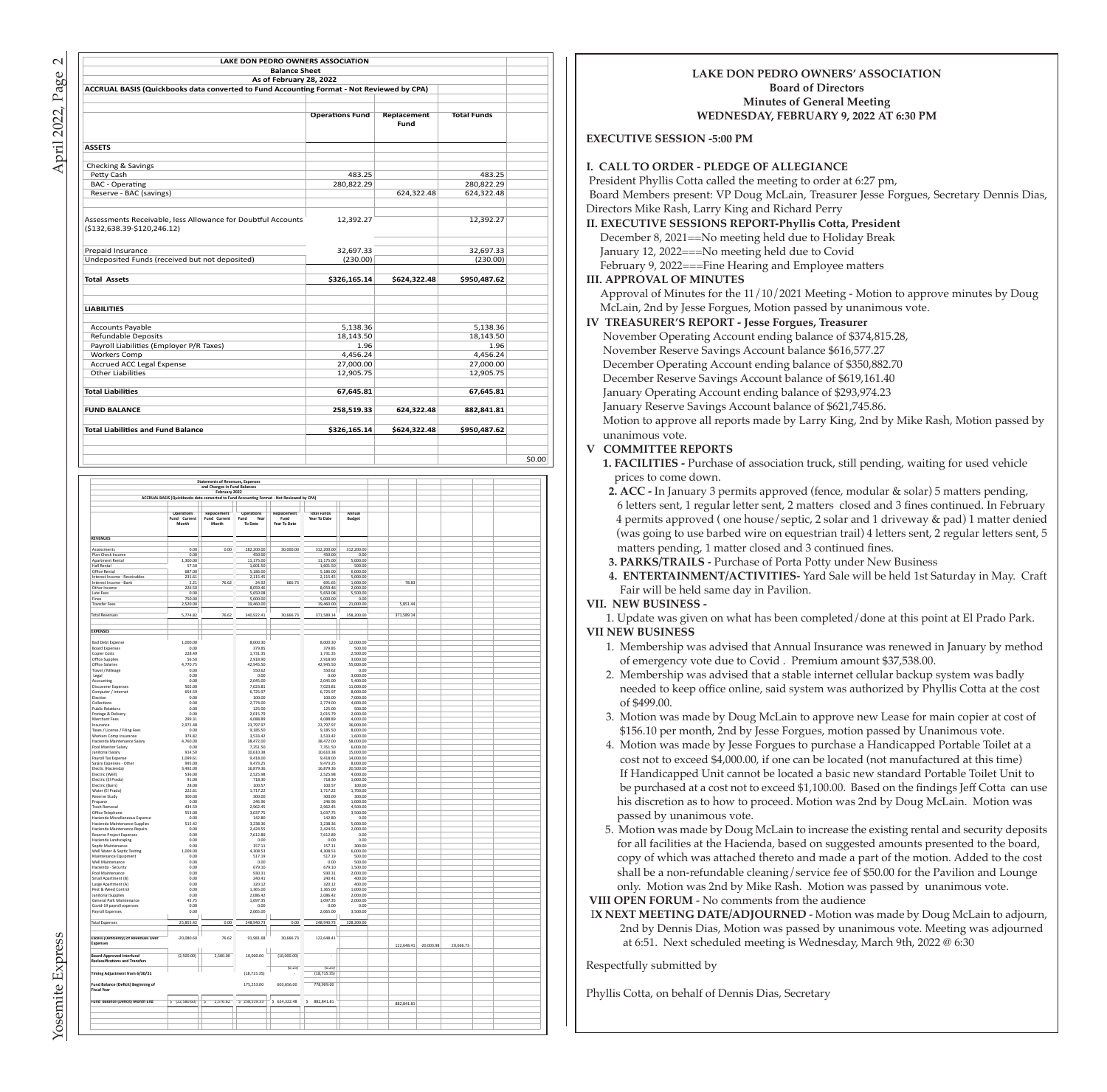| LAKE DON PEDRO OWNERS ASSOCIATION | | | |
|---|---|---|---|
| Balance Sheet | | | |
| As of February 28, 2022 | | | |
| ACCRUAL BASIS (Quickbooks data converted to Fund Accounting Format - Not Reviewed by CPA) | | | |
| | Operations Fund | Replacement Fund | Total Funds |
| **ASSETS** | | | |
| Checking & Savings | | | |
| Petty Cash | 483.25 | | 483.25 |
| BAC - Operating | 280,822.29 | | 280,822.29 |
| Reserve - BAC (savings) | | 624,322.48 | 624,322.48 |
| Assessments Receivable, less Allowance for Doubtful Accounts ($132,638.39-$120,246.12) | 12,392.27 | | 12,392.27 |
| Prepaid Insurance | 32,697.33 | | 32,697.33 |
| Undeposited Funds (received but not deposited) | (230.00) | | (230.00) |
| **Total Assets** | **$326,165.14** | **$624,322.48** | **$950,487.62** |
| **LIABILITIES** | | | |
| Accounts Payable | 5,138.36 | | 5,138.36 |
| Refundable Deposits | 18,143.50 | | 18,143.50 |
| Payroll Liabilities (Employer P/R Taxes) | 1.96 | | 1.96 |
| Workers Comp | 4,456.24 | | 4,456.24 |
| Accrued ACC Legal Expense | 27,000.00 | | 27,000.00 |
| Other Liabilities | 12,905.75 | | 12,905.75 |
| **Total Liabilities** | **67,645.81** | | **67,645.81** |
| **FUND BALANCE** | **258,519.33** | **624,322.48** | **882,841.81** |
| **Total Liabilities and Fund Balance** | **$326,165.14** | **$624,322.48** | **$950,487.62** |
| | | | $0.00 |

| Statements of Revenues, Expenses and Changes in Fund Balances February 2022 | | | | | | |
|---|---|---|---|---|---|---|
| ACCRUAL BASIS (Quickbooks data converted to Fund Accounting Format - Not Reviewed by CPA) | | | | | | |
| | Operations Fund Current Month | Replacement Fund Current Month | Operations Fund Year To Date | Replacement Fund Year To Date | Total Funds Year To Date | Annual Budget |
| **REVENUES** | | | | | | |
| Assessments | 0.00 | 0.00 | 282,200.00 | 30,000.00 | 312,200.00 | 312,200.00 |
| Plan Check Income | 0.00 | | 450.00 | | 450.00 | 0.00 |
| Apartment Rental | 1,300.00 | | 11,175.00 | | 11,175.00 | 5,000.00 |
| Hall Rental | 57.50 | | 1,601.50 | | 1,601.50 | 500.00 |
| Office Rental | 687.00 | | 5,186.00 | | 5,186.00 | 6,000.00 |
| Interest Income - Receivables | 231.61 | | 2,115.45 | | 2,115.45 | 5,000.00 |
| Interest Income - Bank | 2.21 | 76.62 | 24.92 | 666.73 | 691.65 | 1,000.00 |
| Other Income | 226.50 | | 8,059.46 | | 8,059.46 | 2,000.00 |
| Late Fees | 0.00 | | 5,650.08 | | 5,650.08 | 5,500.00 |
| Fines | 750.00 | | 5,000.00 | | 5,000.00 | 0.00 |
| Transfer Fees | 2,520.00 | | 19,460.00 | | 19,460.00 | 21,000.00 |
| Total Revenues | 5,774.82 | 76.62 | 340,922.41 | 30,666.73 | 371,589.14 | 358,200.00 |
| **EXPENSES** | | | | | | |
| Bad Debt Expense | 1,000.00 | | 8,000.30 | | 8,000.30 | 12,000.00 |
| Board Expenses | 0.00 | | 379.85 | | 379.85 | 500.00 |
| Copier Costs | 228.49 | | 1,731.35 | | 1,731.35 | 2,500.00 |
| Office Supplies | 56.50 | | 2,918.90 | | 2,918.90 | 3,000.00 |
| Office Salaries | 4,770.75 | | 42,945.50 | | 42,945.50 | 55,000.00 |
| Travel / Mileage | 0.00 | | 550.62 | | 550.62 | 0.00 |
| Legal | 0.00 | | 0.00 | | 0.00 | 3,000.00 |
| Accounting | 0.00 | | 2,045.00 | | 2,045.00 | 5,400.00 |
| Discoverer Expenses | 502.00 | | 7,023.81 | | 7,023.81 | 11,000.00 |
| Computer / Internet | 654.59 | | 6,725.97 | | 6,725.97 | 8,000.00 |
| Election | 0.00 | | 100.00 | | 100.00 | 7,000.00 |
| Collections | 0.00 | | 2,774.00 | | 2,774.00 | 4,000.00 |
| Public Relations | 0.00 | | 125.00 | | 125.00 | 500.00 |
| Postage & Delivery | 0.00 | | 2,015.79 | | 2,015.79 | 2,000.00 |
| Merchant Fees | 299.31 | | 4,088.89 | | 4,088.89 | 4,000.00 |
| Insurance | 2,972.48 | | 23,797.97 | | 23,797.97 | 36,000.00 |
| Taxes / License / Filing Fees | 0.00 | | 9,185.50 | | 9,185.50 | 8,000.00 |
| Workers Comp Insurance | 374.82 | | 3,533.42 | | 3,533.42 | 1,600.00 |
| Hacienda Maintenance Salary | 4,760.00 | | 38,472.00 | | 38,472.00 | 58,000.00 |
| Pool Monitor Salary | 0.00 | | 7,351.50 | | 7,351.50 | 6,000.00 |
| Janitorial Salary | 934.50 | | 10,610.38 | | 10,610.38 | 15,000.00 |
| Payroll Tax Expense | 1,099.61 | | 9,418.00 | | 9,418.00 | 14,000.00 |
| Salary Expenses - Other | 995.00 | | 9,473.25 | | 9,473.25 | 8,000.00 |
| Electric (Hacienda) | 3,492.00 | | 16,879.36 | | 16,879.36 | 20,500.00 |
| Electric (Well) | 536.00 | | 2,525.98 | | 2,525.98 | 4,000.00 |
| Electric (El Prado) | 91.00 | | 718.30 | | 718.30 | 1,000.00 |
| Electric (Barn) | 28.00 | | 100.57 | | 100.57 | 100.00 |
| Water (El Prado) | 222.61 | | 1,717.22 | | 1,717.22 | 1,700.00 |
| Reserve Study | 300.00 | | 300.00 | | 300.00 | 300.00 |
| Propane | 0.00 | | 246.96 | | 246.96 | 1,000.00 |
| Trash Removal | 434.59 | | 2,962.45 | | 2,962.45 | 4,500.00 |
| Office Telephone | 553.00 | | 3,037.75 | | 3,037.75 | 3,500.00 |
| Hacienda Miscellaneous Expense | 0.00 | | 142.80 | | 142.80 | 0.00 |
| Hacienda Maintenance Supplies | 515.42 | | 3,238.36 | | 3,238.36 | 5,000.00 |
| Hacienda Maintenance Repairs | 0.00 | | 2,424.55 | | 2,424.55 | 2,000.00 |
| Reserve Project Expenses | 0.00 | | 7,612.89 | | 7,612.89 | 0.00 |
| Hacienda Landscaping | 0.00 | | 0.00 | | 0.00 | 0.00 |
| Septic Maintenance | 0.00 | | 157.11 | | 157.11 | 300.00 |
| Well Water & Septic Testing | 1,009.00 | | 4,308.53 | | 4,308.53 | 6,000.00 |
| Maintenance Equipment | 0.00 | | 517.19 | | 517.19 | 500.00 |
| Well Maintenance | 0.00 | | 0.00 | | 0.00 | 500.00 |
| Hacienda - Security | 0.00 | | 679.10 | | 679.10 | 1,500.00 |
| Pool Maintenance | 0.00 | | 930.31 | | 930.31 | 2,000.00 |
| Small Apartment (B) | 0.00 | | 240.41 | | 240.41 | 400.00 |
| Large Apartment (A) | 0.00 | | 320.12 | | 320.12 | 400.00 |
| Pest & Weed Control | 0.00 | | 1,365.00 | | 1,365.00 | 1,000.00 |
| Janitorial Supplies | 0.00 | | 2,086.42 | | 2,086.42 | 2,000.00 |
| General Park Maintenance | 45.75 | | 1,097.35 | | 1,097.35 | 2,000.00 |
| Covid-19 payroll expenses | 0.00 | | 0.00 | | 0.00 | 0.00 |
| Payroll Expenses | 0.00 | | 2,065.00 | | 2,065.00 | 3,500.00 |
| Total Expenses | 25,855.42 | 0.00 | 248,940.73 | 0.00 | 248,940.73 | 328,200.00 |
| Excess (Deficiency) of Revenues Over Expenses | -20,080.60 | 76.62 | 91,981.68 | 30,666.73 | 122,648.41 | |
| Board-Approved Interfund Reclassifications and Transfers | (2,500.00) | 2,500.00 | 10,000.00 | (10,000.00) | - | |
| Timing Adjustment from 6/30/21 | | | (18,715.35) | (0.25) | (18,715.35) | |
| Fund Balance (Deficit) Beginning of Fiscal Year | | | 175,253.00 | 603,656.00 | 778,909.00 | |
| Fund Balance (Deficit) Month End | $ (22,580.60) | $ 2,576.62 | $ 258,519.33 | $ 624,322.48 | $ 882,841.81 | |

# LAKE DON PEDRO OWNERS' ASSOCIATION
## Board of Directors
## Minutes of General Meeting
## WEDNESDAY, FEBRUARY 9, 2022 AT 6:30 PM

**EXECUTIVE SESSION -5:00 PM**

**I. CALL TO ORDER - PLEDGE OF ALLEGIANCE**

President Phyllis Cotta called the meeting to order at 6:27 pm,

Board Members present: VP Doug McLain, Treasurer Jesse Forgues, Secretary Dennis Dias, Directors Mike Rash, Larry King and Richard Perry

**II. EXECUTIVE SESSIONS REPORT-Phyllis Cotta, President**

December 8, 2021==No meeting held due to Holiday Break
January 12, 2022===No meeting held due to Covid
February 9, 2022===Fine Hearing and Employee matters

**III. APPROVAL OF MINUTES**

Approval of Minutes for the 11/10/2021 Meeting - Motion to approve minutes by Doug McLain, 2nd by Jesse Forgues, Motion passed by unanimous vote.

**IV TREASURER'S REPORT - Jesse Forgues, Treasurer**

November Operating Account ending balance of $374,815.28,
November Reserve Savings Account balance $616,577.27
December Operating Account ending balance of $350,882.70
December Reserve Savings Account balance of $619,161.40
January Operating Account ending balance of $293,974.23
January Reserve Savings Account balance of $621,745.86.
Motion to approve all reports made by Larry King, 2nd by Mike Rash, Motion passed by unanimous vote.

**V COMMITTEE REPORTS**

1. **FACILITIES -** Purchase of association truck, still pending, waiting for used vehicle prices to come down.
2. **ACC -** In January 3 permits approved (fence, modular & solar) 5 matters pending, 6 letters sent, 1 regular letter sent, 2 matters closed and 3 fines continued. In February 4 permits approved ( one house/septic, 2 solar and 1 driveway & pad) 1 matter denied (was going to use barbed wire on equestrian trail) 4 letters sent, 2 regular letters sent, 5 matters pending, 1 matter closed and 3 continued fines.
3. **PARKS/TRAILS -** Purchase of Porta Potty under New Business
4. **ENTERTAINMENT/ACTIVITIES-** Yard Sale will be held 1st Saturday in May. Craft Fair will be held same day in Pavilion.

**VII. NEW BUSINESS -**

1. Update was given on what has been completed/done at this point at El Prado Park.

**VII NEW BUSINESS**

1. Membership was advised that Annual Insurance was renewed in January by method of emergency vote due to Covid . Premium amount $37,538.00.
2. Membership was advised that a stable internet cellular backup system was badly needed to keep office online, said system was authorized by Phyllis Cotta at the cost of $499.00.
3. Motion was made by Doug McLain to approve new Lease for main copier at cost of $156.10 per month, 2nd by Jesse Forgues, motion passed by Unanimous vote.
4. Motion was made by Jesse Forgues to purchase a Handicapped Portable Toilet at a cost not to exceed $4,000.00, if one can be located (not manufactured at this time) If Handicapped Unit cannot be located a basic new standard Portable Toilet Unit to be purchased at a cost not to exceed $1,100.00. Based on the findings Jeff Cotta can use his discretion as to how to proceed. Motion was 2nd by Doug McLain. Motion was passed by unanimous vote.
5. Motion was made by Doug McLain to increase the existing rental and security deposits for all facilities at the Hacienda, based on suggested amounts presented to the board, copy of which was attached thereto and made a part of the motion. Added to the cost shall be a non-refundable cleaning/service fee of $50.00 for the Pavilion and Lounge only. Motion was 2nd by Mike Rash. Motion was passed by unanimous vote.

**VIII OPEN FORUM** - No comments from the audience

**IX NEXT MEETING DATE/ADJOURNED** - Motion was made by Doug McLain to adjourn, 2nd by Dennis Dias, Motion was passed by unanimous vote. Meeting was adjourned at 6:51. Next scheduled meeting is Wednesday, March 9th, 2022 @ 6:30

Respectfully submitted by

Phyllis Cotta, on behalf of Dennis Dias, Secretary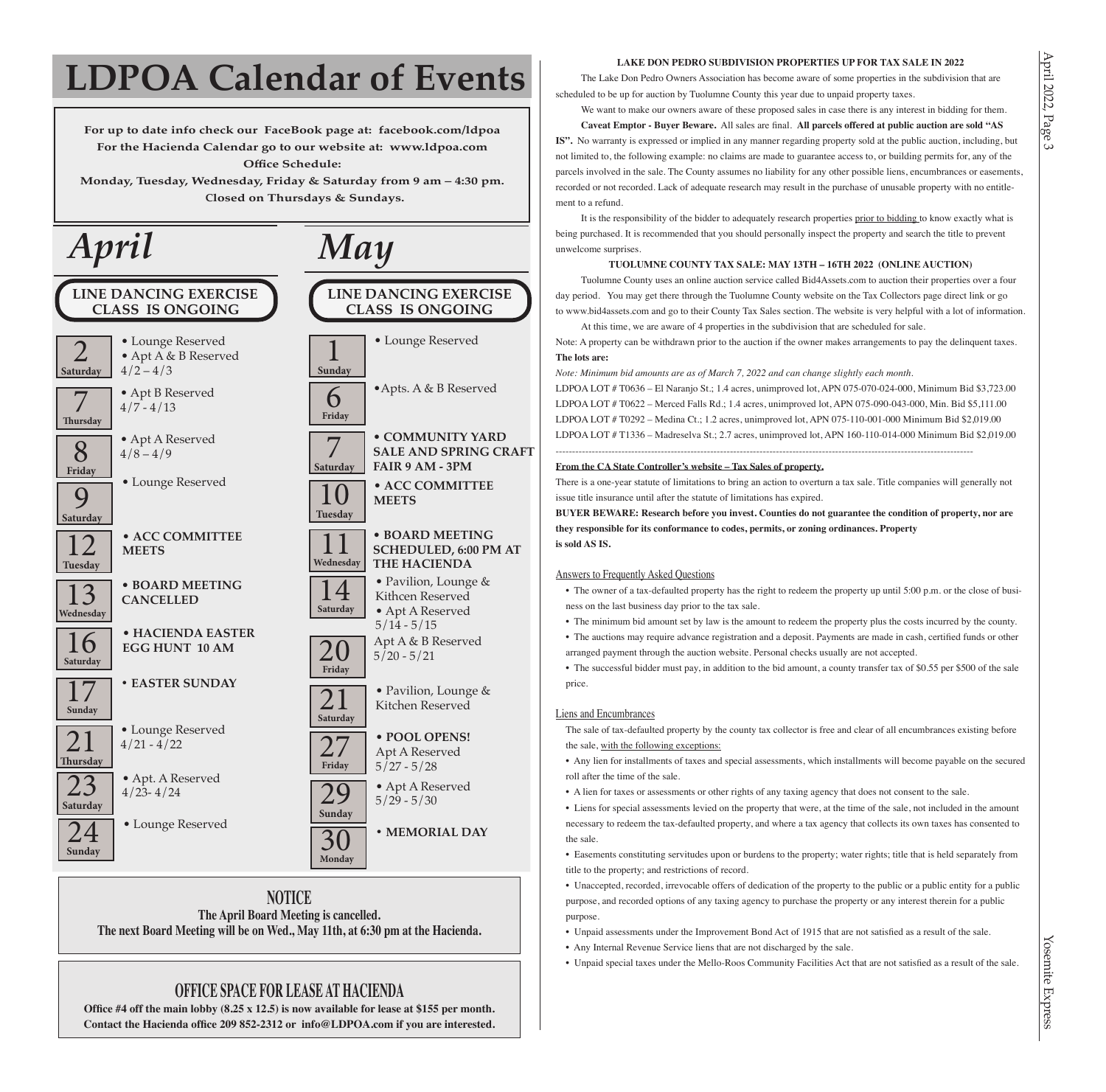# LDPOA Calendar of Events

**For up to date info check our FaceBook page at: facebook.com/ldpoa**
**For the Hacienda Calendar go to our website at: www.ldpoa.com**
**Office Schedule:**
**Monday, Tuesday, Wednesday, Friday & Saturday from 9 am – 4:30 pm.**
**Closed on Thursdays & Sundays.**

## *April*

**LINE DANCING EXERCISE CLASS IS ONGOING**

- **2 Saturday** — • Lounge Reserved • Apt A & B Reserved 4/2 – 4/3
- **7 Thursday** — • Apt B Reserved 4/7 - 4/13
- **8 Friday** — • Apt A Reserved 4/8 – 4/9
- **9 Saturday** — • Lounge Reserved
- **12 Tuesday** — • **ACC COMMITTEE MEETS**
- **13 Wednesday** — • **BOARD MEETING CANCELLED**
- **16 Saturday** — • **HACIENDA EASTER EGG HUNT 10 AM**
- **17 Sunday** — • **EASTER SUNDAY**
- **21 Thursday** — • Lounge Reserved 4/21 - 4/22
- **23 Saturday** — • Apt. A Reserved 4/23- 4/24
- **24 Sunday** — • Lounge Reserved

## *May*

**LINE DANCING EXERCISE CLASS IS ONGOING**

- **1 Sunday** — • Lounge Reserved
- **6 Friday** — •Apts. A & B Reserved
- **7 Saturday** — • **COMMUNITY YARD SALE AND SPRING CRAFT FAIR 9 AM - 3PM**
- **10 Tuesday** — • **ACC COMMITTEE MEETS**
- **11 Wednesday** — • **BOARD MEETING SCHEDULED, 6:00 PM AT THE HACIENDA**
- **14 Saturday** — • Pavilion, Lounge & Kithcen Reserved • Apt A Reserved 5/14 - 5/15
- **20 Friday** — Apt A & B Reserved 5/20 - 5/21
- **21 Saturday** — • Pavilion, Lounge & Kitchen Reserved
- **27 Friday** — • **POOL OPENS!** Apt A Reserved 5/27 - 5/28
- **29 Sunday** — • Apt A Reserved 5/29 - 5/30
- **30 Monday** — • **MEMORIAL DAY**

### NOTICE

**The April Board Meeting is cancelled.**
**The next Board Meeting will be on Wed., May 11th, at 6:30 pm at the Hacienda.**

### OFFICE SPACE FOR LEASE AT HACIENDA

**Office #4 off the main lobby (8.25 x 12.5) is now available for lease at $155 per month.**
**Contact the Hacienda office 209 852-2312 or info@LDPOA.com if you are interested.**

---

### LAKE DON PEDRO SUBDIVISION PROPERTIES UP FOR TAX SALE IN 2022

The Lake Don Pedro Owners Association has become aware of some properties in the subdivision that are scheduled to be up for auction by Tuolumne County this year due to unpaid property taxes.

We want to make our owners aware of these proposed sales in case there is any interest in bidding for them. **Caveat Emptor - Buyer Beware.** All sales are final. **All parcels offered at public auction are sold "AS IS".** No warranty is expressed or implied in any manner regarding property sold at the public auction, including, but not limited to, the following example: no claims are made to guarantee access to, or building permits for, any of the parcels involved in the sale. The County assumes no liability for any other possible liens, encumbrances or easements, recorded or not recorded. Lack of adequate research may result in the purchase of unusable property with no entitlement to a refund.

It is the responsibility of the bidder to adequately research properties prior to bidding to know exactly what is being purchased. It is recommended that you should personally inspect the property and search the title to prevent unwelcome surprises.

**TUOLUMNE COUNTY TAX SALE: MAY 13TH – 16TH 2022 (ONLINE AUCTION)**

Tuolumne County uses an online auction service called Bid4Assets.com to auction their properties over a four day period. You may get there through the Tuolumne County website on the Tax Collectors page direct link or go to www.bid4assets.com and go to their County Tax Sales section. The website is very helpful with a lot of information.

At this time, we are aware of 4 properties in the subdivision that are scheduled for sale.

Note: A property can be withdrawn prior to the auction if the owner makes arrangements to pay the delinquent taxes.

**The lots are:**

*Note: Minimum bid amounts are as of March 7, 2022 and can change slightly each month.*

LDPOA LOT # T0636 – El Naranjo St.; 1.4 acres, unimproved lot, APN 075-070-024-000, Minimum Bid $3,723.00
LDPOA LOT # T0622 – Merced Falls Rd.; 1.4 acres, unimproved lot, APN 075-090-043-000, Min. Bid $5,111.00
LDPOA LOT # T0292 – Medina Ct.; 1.2 acres, unimproved lot, APN 075-110-001-000 Minimum Bid $2,019.00
LDPOA LOT # T1336 – Madreselva St.; 2.7 acres, unimproved lot, APN 160-110-014-000 Minimum Bid $2,019.00

---

**From the CA State Controller's website – Tax Sales of property.**

There is a one-year statute of limitations to bring an action to overturn a tax sale. Title companies will generally not issue title insurance until after the statute of limitations has expired.

**BUYER BEWARE: Research before you invest. Counties do not guarantee the condition of property, nor are they responsible for its conformance to codes, permits, or zoning ordinances. Property is sold AS IS.**

Answers to Frequently Asked Questions

- The owner of a tax-defaulted property has the right to redeem the property up until 5:00 p.m. or the close of business on the last business day prior to the tax sale.
- The minimum bid amount set by law is the amount to redeem the property plus the costs incurred by the county.
- The auctions may require advance registration and a deposit. Payments are made in cash, certified funds or other arranged payment through the auction website. Personal checks usually are not accepted.
- The successful bidder must pay, in addition to the bid amount, a county transfer tax of $0.55 per $500 of the sale price.

Liens and Encumbrances

The sale of tax-defaulted property by the county tax collector is free and clear of all encumbrances existing before the sale, with the following exceptions:

- Any lien for installments of taxes and special assessments, which installments will become payable on the secured roll after the time of the sale.
- A lien for taxes or assessments or other rights of any taxing agency that does not consent to the sale.
- Liens for special assessments levied on the property that were, at the time of the sale, not included in the amount necessary to redeem the tax-defaulted property, and where a tax agency that collects its own taxes has consented to the sale.
- Easements constituting servitudes upon or burdens to the property; water rights; title that is held separately from title to the property; and restrictions of record.
- Unaccepted, recorded, irrevocable offers of dedication of the property to the public or a public entity for a public purpose, and recorded options of any taxing agency to purchase the property or any interest therein for a public purpose.
- Unpaid assessments under the Improvement Bond Act of 1915 that are not satisfied as a result of the sale.
- Any Internal Revenue Service liens that are not discharged by the sale.
- Unpaid special taxes under the Mello-Roos Community Facilities Act that are not satisfied as a result of the sale.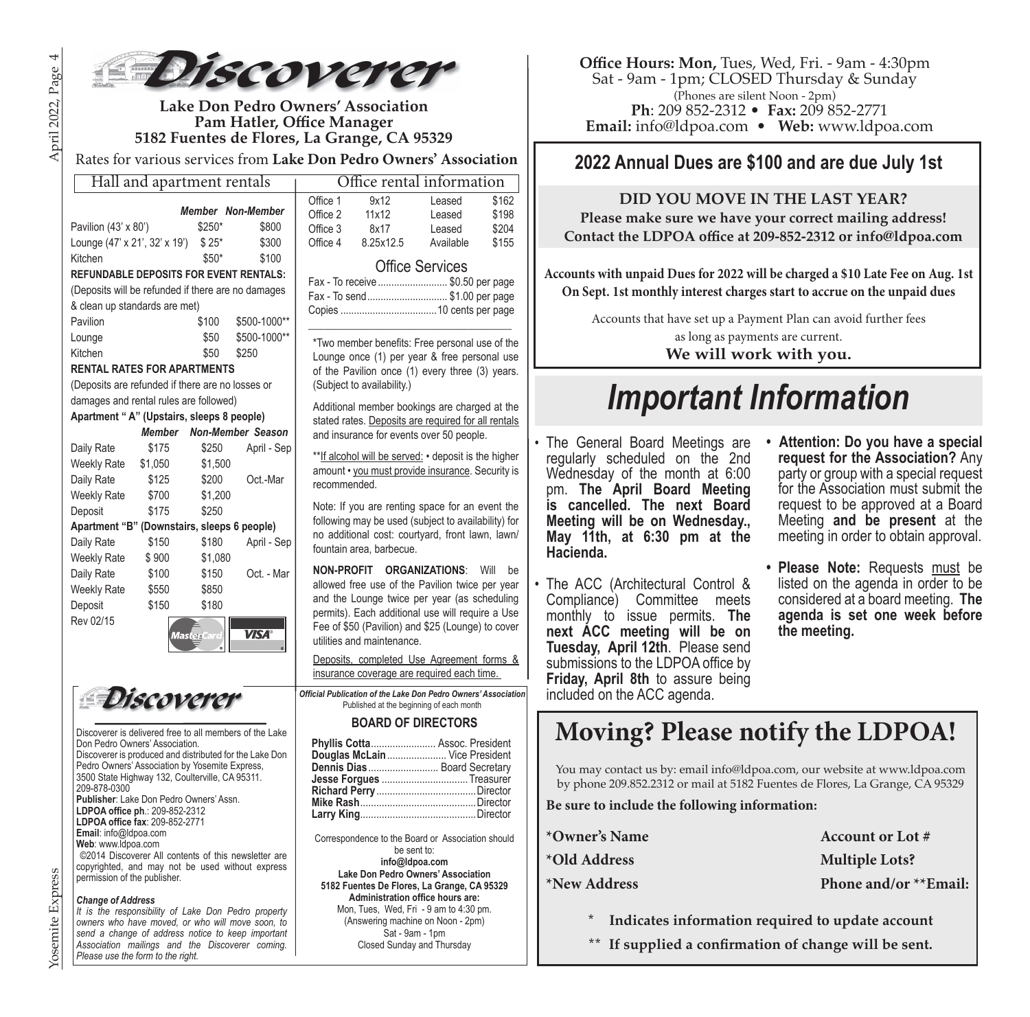# Discoverer

**Lake Don Pedro Owners' Association**
**Pam Hatler, Office Manager**
**5182 Fuentes de Flores, La Grange, CA 95329**

Rates for various services from **Lake Don Pedro Owners' Association**

## Hall and apartment rentals

| | Member | Non-Member |
|---|---|---|
| Pavilion (43' x 80') | $250* | $800 |
| Lounge (47' x 21', 32' x 19') | $ 25* | $300 |
| Kitchen | $50* | $100 |

**REFUNDABLE DEPOSITS FOR EVENT RENTALS:**
(Deposits will be refunded if there are no damages & clean up standards are met)

| | | |
|---|---|---|
| Pavilion | $100 | $500-1000** |
| Lounge | $50 | $500-1000** |
| Kitchen | $50 | $250 |

**RENTAL RATES FOR APARTMENTS**
(Deposits are refunded if there are no losses or damages and rental rules are followed)

**Apartment " A" (Upstairs, sleeps 8 people)**

| | Member | Non-Member | Season |
|---|---|---|---|
| Daily Rate | $175 | $250 | April - Sep |
| Weekly Rate | $1,050 | $1,500 | |
| Daily Rate | $125 | $200 | Oct.-Mar |
| Weekly Rate | $700 | $1,200 | |
| Deposit | $175 | $250 | |

**Apartment "B" (Downstairs, sleeps 6 people)**

| | | | |
|---|---|---|---|
| Daily Rate | $150 | $180 | April - Sep |
| Weekly Rate | $ 900 | $1,080 | |
| Daily Rate | $100 | $150 | Oct. - Mar |
| Weekly Rate | $550 | $850 | |
| Deposit | $150 | $180 | |

Rev 02/15

## Office rental information

| | | | |
|---|---|---|---|
| Office 1 | 9x12 | Leased | $162 |
| Office 2 | 11x12 | Leased | $198 |
| Office 3 | 8x17 | Leased | $204 |
| Office 4 | 8.25x12.5 | Available | $155 |

### Office Services

Fax - To receive .......................... $0.50 per page
Fax - To send.............................. $1.00 per page
Copies .................................... 10 cents per page

*Two member benefits: Free personal use of the Lounge once (1) per year & free personal use of the Pavilion once (1) every three (3) years. (Subject to availability.)

Additional member bookings are charged at the stated rates. Deposits are required for all rentals and insurance for events over 50 people.

**If alcohol will be served: • deposit is the higher amount • you must provide insurance. Security is recommended.

Note: If you are renting space for an event the following may be used (subject to availability) for no additional cost: courtyard, front lawn, lawn/fountain area, barbecue.

**NON-PROFIT ORGANIZATIONS**: Will be allowed free use of the Pavilion twice per year and the Lounge twice per year (as scheduling permits). Each additional use will require a Use Fee of $50 (Pavilion) and $25 (Lounge) to cover utilities and maintenance.

Deposits, completed Use Agreement forms & insurance coverage are required each time.

# Discoverer

Discoverer is delivered free to all members of the Lake Don Pedro Owners' Association.
Discoverer is produced and distributed for the Lake Don Pedro Owners' Association by Yosemite Express, 3500 State Highway 132, Coulterville, CA 95311. 209-878-0300
**Publisher**: Lake Don Pedro Owners' Assn.
**LDPOA office ph.**: 209-852-2312
**LDPOA office fax**: 209-852-2771
**Email**: info@ldpoa.com
**Web**: www.ldpoa.com
©2014 Discoverer All contents of this newsletter are copyrighted, and may not be used without express permission of the publisher.

***Change of Address***
*It is the responsibility of Lake Don Pedro property owners who have moved, or who will move soon, to send a change of address notice to keep important Association mailings and the Discoverer coming. Please use the form to the right.*

***Official Publication of the Lake Don Pedro Owners' Association***
Published at the beginning of each month

**BOARD OF DIRECTORS**

**Phyllis Cotta**........................ Assoc. President
**Douglas McLain**...................... Vice President
**Dennis Dias**.......................... Board Secretary
**Jesse Forgues** ............................... Treasurer
**Richard Perry**..................................... Director
**Mike Rash**........................................... Director
**Larry King**........................................... Director

Correspondence to the Board or Association should be sent to:
**info@ldpoa.com**
**Lake Don Pedro Owners' Association**
**5182 Fuentes De Flores, La Grange, CA 95329**
**Administration office hours are:**
Mon, Tues, Wed, Fri - 9 am to 4:30 pm.
(Answering machine on Noon - 2pm)
Sat - 9am - 1pm
Closed Sunday and Thursday

**Office Hours: Mon,** Tues, Wed, Fri. - 9am - 4:30pm
Sat - 9am - 1pm; CLOSED Thursday & Sunday
(Phones are silent Noon - 2pm)
**Ph**: 209 852-2312 • **Fax:** 209 852-2771
**Email:** info@ldpoa.com • **Web:** www.ldpoa.com

## 2022 Annual Dues are $100 and are due July 1st

**DID YOU MOVE IN THE LAST YEAR?**
**Please make sure we have your correct mailing address!**
**Contact the LDPOA office at 209-852-2312 or info@ldpoa.com**

**Accounts with unpaid Dues for 2022 will be charged a $10 Late Fee on Aug. 1st**
**On Sept. 1st monthly interest charges start to accrue on the unpaid dues**

Accounts that have set up a Payment Plan can avoid further fees as long as payments are current.
**We will work with you.**

# *Important Information*

- The General Board Meetings are regularly scheduled on the 2nd Wednesday of the month at 6:00 pm. **The April Board Meeting is cancelled. The next Board Meeting will be on Wednesday., May 11th, at 6:30 pm at the Hacienda.**
- The ACC (Architectural Control & Compliance) Committee meets monthly to issue permits. **The next ACC meeting will be on Tuesday, April 12th**. Please send submissions to the LDPOA office by **Friday, April 8th** to assure being included on the ACC agenda.
- **Attention: Do you have a special request for the Association?** Any party or group with a special request for the Association must submit the request to be approved at a Board Meeting **and be present** at the meeting in order to obtain approval.
- **Please Note:** Requests must be listed on the agenda in order to be considered at a board meeting. **The agenda is set one week before the meeting.**

# Moving? Please notify the LDPOA!

You may contact us by: email info@ldpoa.com, our website at www.ldpoa.com by phone 209.852.2312 or mail at 5182 Fuentes de Flores, La Grange, CA 95329

**Be sure to include the following information:**

| | |
|---|---|
| **\*Owner's Name** | **Account or Lot #** |
| **\*Old Address** | **Multiple Lots?** |
| **\*New Address** | **Phone and/or \*\*Email:** |

\* **Indicates information required to update account**
\*\* **If supplied a confirmation of change will be sent.**